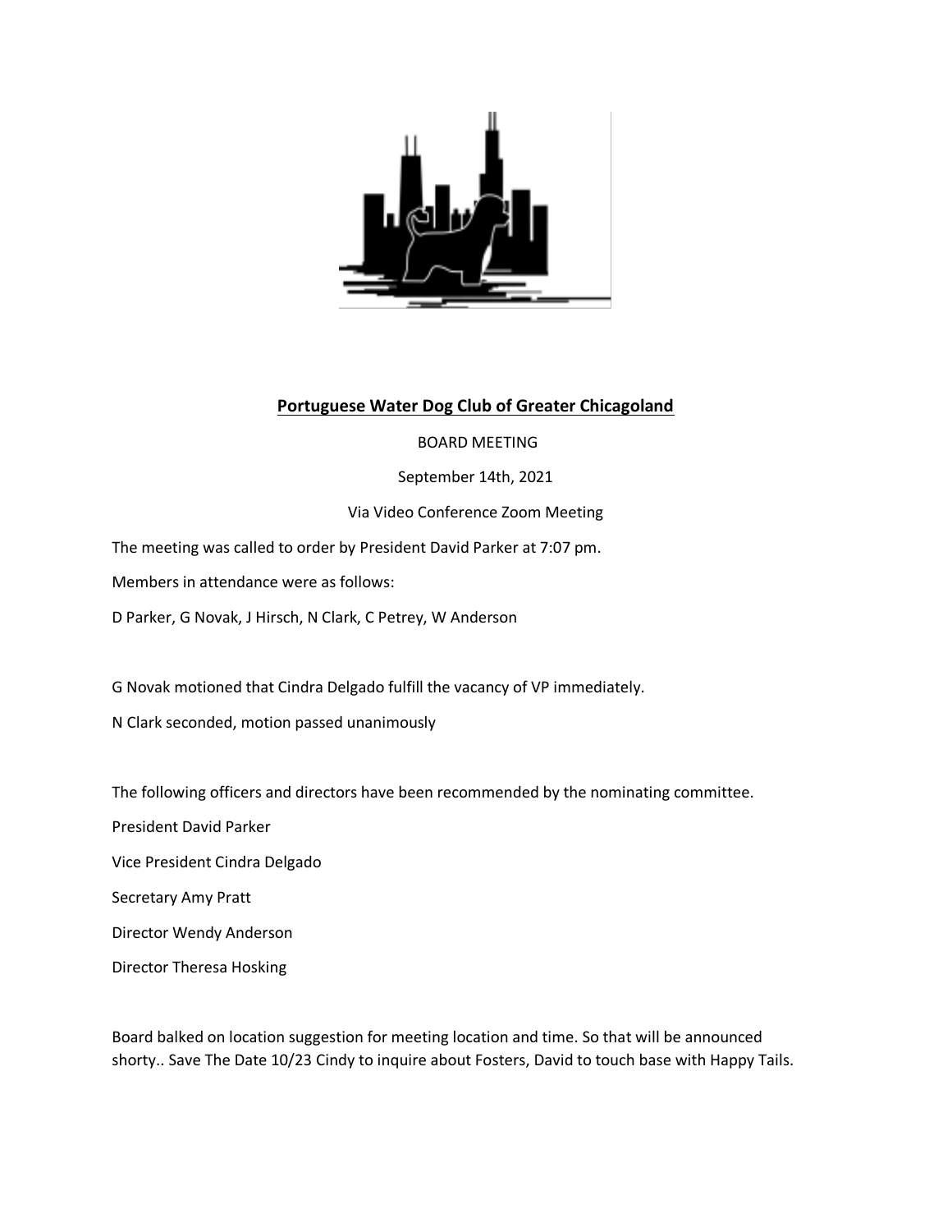# Portuguese Water Dog Club of Greater Chicagoland

BOARD MEETING

September 14th, 2021

Via Video Conference Zoom Meeting

The meeting was called to order by President David Parker at 7:07 pm.

Members in attendance were as follows:

D Parker, G Novak, J Hirsch, N Clark, C Petrey, W Anderson

G Novak motioned that Cindra Delgado fulfill the vacancy of VP immediately.

N Clark seconded, motion passed unanimously

The following officers and directors have been recommended by the nominating committee.

President David Parker

Vice President Cindra Delgado

Secretary Amy Pratt

Director Wendy Anderson

Director Theresa Hosking

Board balked on location suggestion for meeting location and time. So that will be announced shorty.. Save The Date 10/23 Cindy to inquire about Fosters, David to touch base with Happy Tails.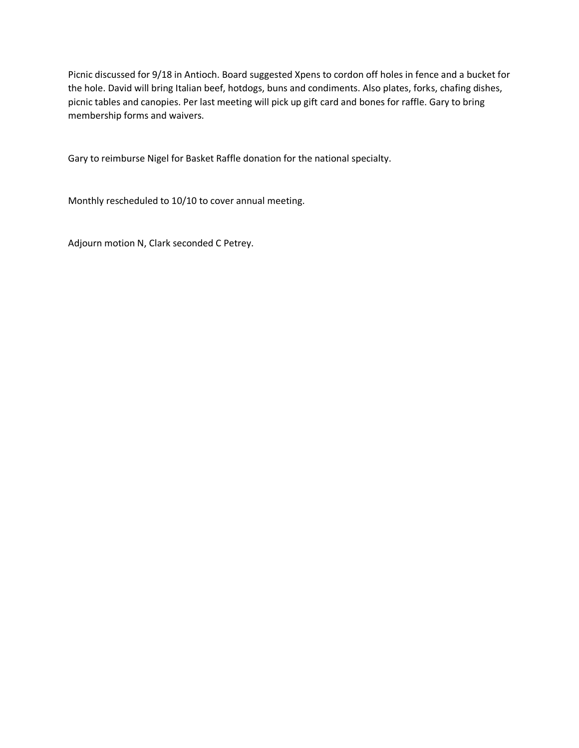Picnic discussed for 9/18 in Antioch. Board suggested Xpens to cordon off holes in fence and a bucket for the hole. David will bring Italian beef, hotdogs, buns and condiments. Also plates, forks, chafing dishes, picnic tables and canopies. Per last meeting will pick up gift card and bones for raffle. Gary to bring membership forms and waivers.

Gary to reimburse Nigel for Basket Raffle donation for the national specialty.

Monthly rescheduled to 10/10 to cover annual meeting.

Adjourn motion N, Clark seconded C Petrey.